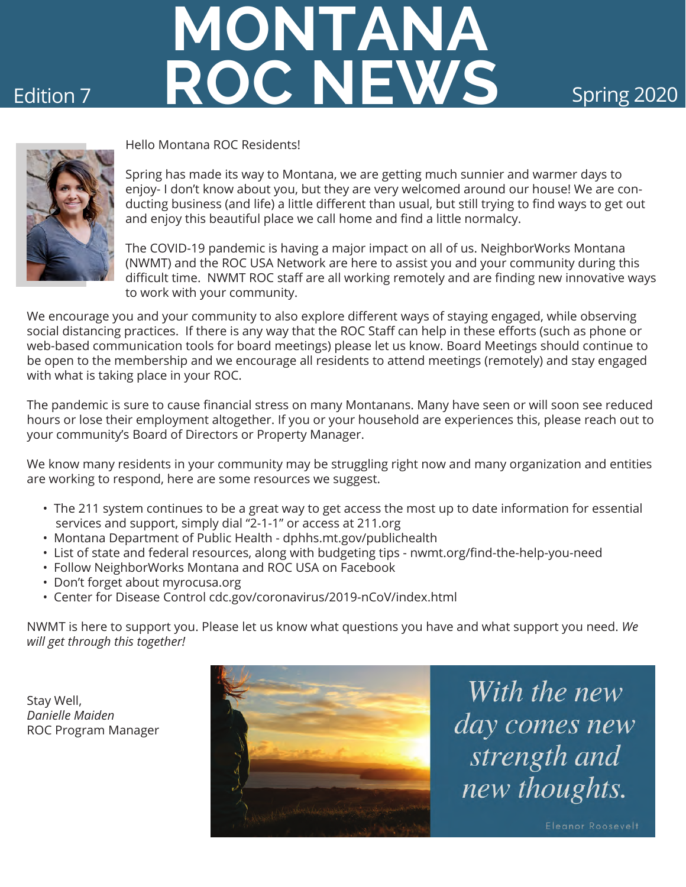# MONTANA ROC NEWS

Edition 7 — Spring 2020

Hello Montana ROC Residents!

Spring has made its way to Montana, we are getting much sunnier and warmer days to enjoy- I don't know about you, but they are very welcomed around our house! We are conducting business (and life) a little different than usual, but still trying to find ways to get out and enjoy this beautiful place we call home and find a little normalcy.

The COVID-19 pandemic is having a major impact on all of us. NeighborWorks Montana (NWMT) and the ROC USA Network are here to assist you and your community during this difficult time. NWMT ROC staff are all working remotely and are finding new innovative ways to work with your community.

We encourage you and your community to also explore different ways of staying engaged, while observing social distancing practices. If there is any way that the ROC Staff can help in these efforts (such as phone or web-based communication tools for board meetings) please let us know. Board Meetings should continue to be open to the membership and we encourage all residents to attend meetings (remotely) and stay engaged with what is taking place in your ROC.

The pandemic is sure to cause financial stress on many Montanans. Many have seen or will soon see reduced hours or lose their employment altogether. If you or your household are experiences this, please reach out to your community's Board of Directors or Property Manager.

We know many residents in your community may be struggling right now and many organization and entities are working to respond, here are some resources we suggest.

- The 211 system continues to be a great way to get access the most up to date information for essential services and support, simply dial "2-1-1" or access at 211.org
- Montana Department of Public Health - dphhs.mt.gov/publichealth
- List of state and federal resources, along with budgeting tips - nwmt.org/find-the-help-you-need
- Follow NeighborWorks Montana and ROC USA on Facebook
- Don't forget about myrocusa.org
- Center for Disease Control cdc.gov/coronavirus/2019-nCoV/index.html

NWMT is here to support you. Please let us know what questions you have and what support you need. *We will get through this together!*

Stay Well,
*Danielle Maiden*
ROC Program Manager

*With the new day comes new strength and new thoughts.*

Eleanor Roosevelt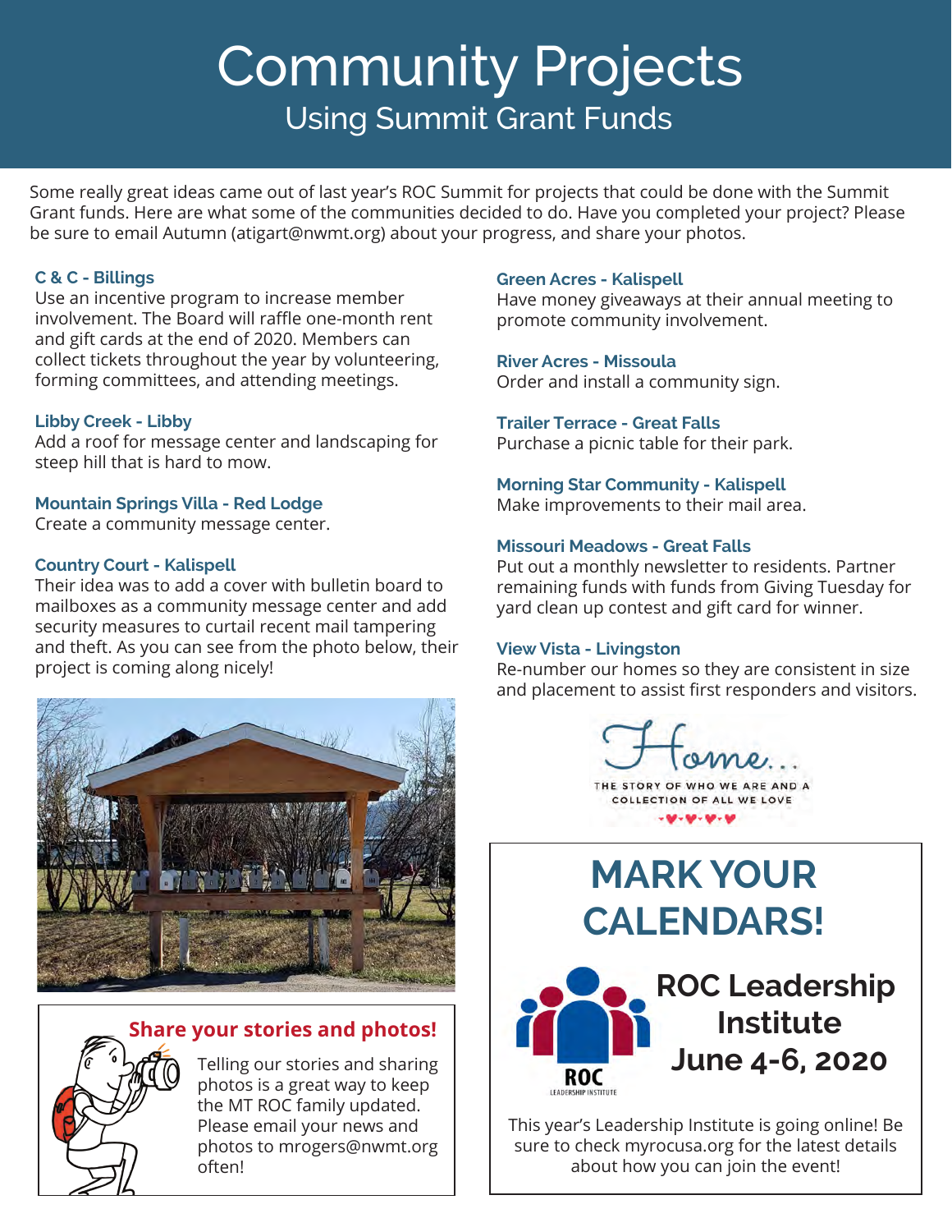# Community Projects

## Using Summit Grant Funds

Some really great ideas came out of last year's ROC Summit for projects that could be done with the Summit Grant funds. Here are what some of the communities decided to do. Have you completed your project? Please be sure to email Autumn (atigart@nwmt.org) about your progress, and share your photos.

### C & C - Billings

Use an incentive program to increase member involvement. The Board will raffle one-month rent and gift cards at the end of 2020. Members can collect tickets throughout the year by volunteering, forming committees, and attending meetings.

### Libby Creek - Libby

Add a roof for message center and landscaping for steep hill that is hard to mow.

### Mountain Springs Villa - Red Lodge

Create a community message center.

### Country Court - Kalispell

Their idea was to add a cover with bulletin board to mailboxes as a community message center and add security measures to curtail recent mail tampering and theft. As you can see from the photo below, their project is coming along nicely!

### Share your stories and photos!

Telling our stories and sharing photos is a great way to keep the MT ROC family updated. Please email your news and photos to mrogers@nwmt.org often!

### Green Acres - Kalispell

Have money giveaways at their annual meeting to promote community involvement.

### River Acres - Missoula

Order and install a community sign.

### Trailer Terrace - Great Falls

Purchase a picnic table for their park.

### Morning Star Community - Kalispell

Make improvements to their mail area.

### Missouri Meadows - Great Falls

Put out a monthly newsletter to residents. Partner remaining funds with funds from Giving Tuesday for yard clean up contest and gift card for winner.

### View Vista - Livingston

Re-number our homes so they are consistent in size and placement to assist first responders and visitors.

Home... THE STORY OF WHO WE ARE AND A COLLECTION OF ALL WE LOVE

## MARK YOUR CALENDARS!

**ROC Leadership Institute June 4-6, 2020**

This year's Leadership Institute is going online! Be sure to check myrocusa.org for the latest details about how you can join the event!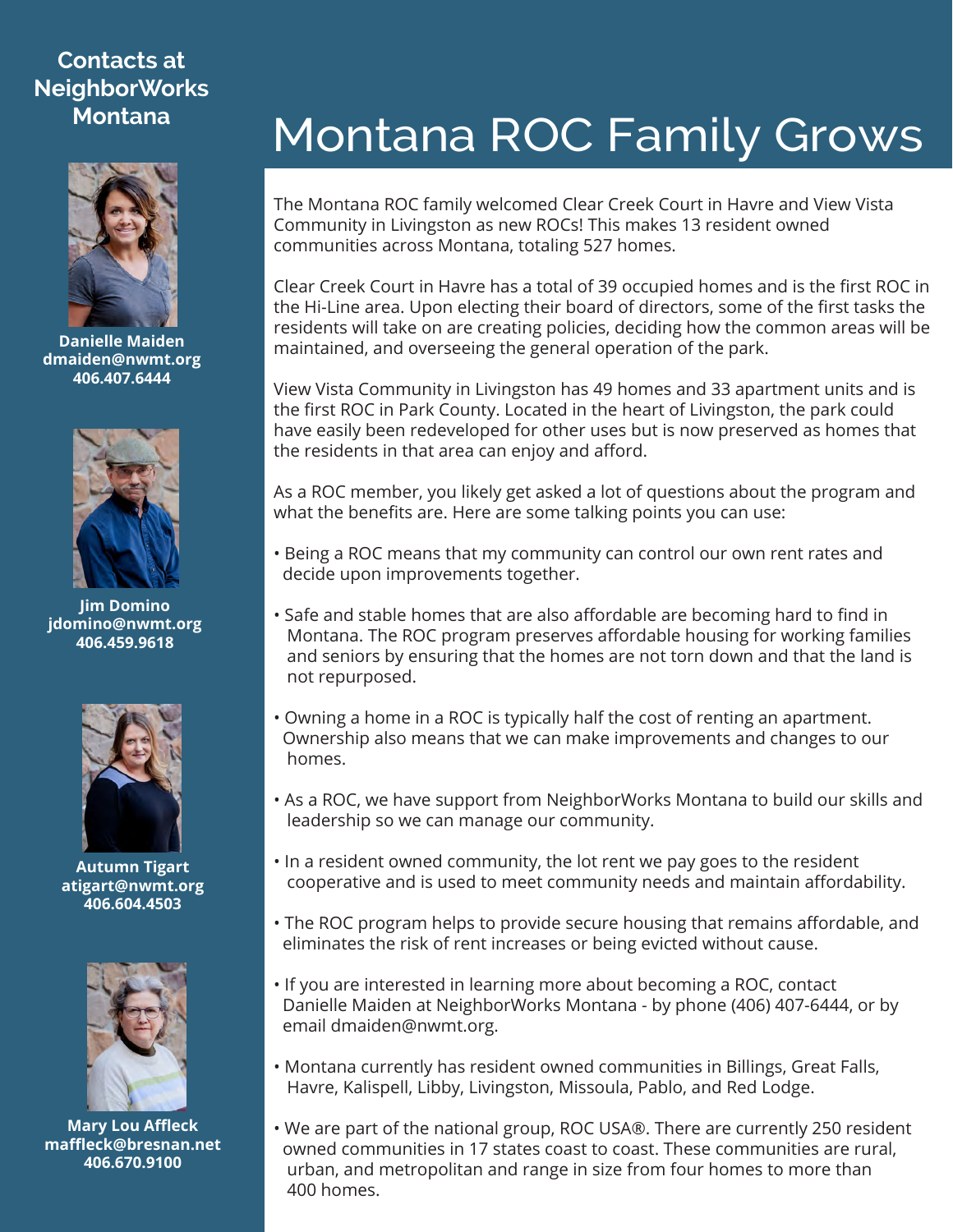## Contacts at NeighborWorks Montana

**Danielle Maiden**
**dmaiden@nwmt.org**
**406.407.6444**

**Jim Domino**
**jdomino@nwmt.org**
**406.459.9618**

**Autumn Tigart**
**atigart@nwmt.org**
**406.604.4503**

**Mary Lou Affleck**
**maffleck@bresnan.net**
**406.670.9100**

# Montana ROC Family Grows

The Montana ROC family welcomed Clear Creek Court in Havre and View Vista Community in Livingston as new ROCs! This makes 13 resident owned communities across Montana, totaling 527 homes.

Clear Creek Court in Havre has a total of 39 occupied homes and is the first ROC in the Hi-Line area. Upon electing their board of directors, some of the first tasks the residents will take on are creating policies, deciding how the common areas will be maintained, and overseeing the general operation of the park.

View Vista Community in Livingston has 49 homes and 33 apartment units and is the first ROC in Park County. Located in the heart of Livingston, the park could have easily been redeveloped for other uses but is now preserved as homes that the residents in that area can enjoy and afford.

As a ROC member, you likely get asked a lot of questions about the program and what the benefits are. Here are some talking points you can use:

- Being a ROC means that my community can control our own rent rates and decide upon improvements together.
- Safe and stable homes that are also affordable are becoming hard to find in Montana. The ROC program preserves affordable housing for working families and seniors by ensuring that the homes are not torn down and that the land is not repurposed.
- Owning a home in a ROC is typically half the cost of renting an apartment. Ownership also means that we can make improvements and changes to our homes.
- As a ROC, we have support from NeighborWorks Montana to build our skills and leadership so we can manage our community.
- In a resident owned community, the lot rent we pay goes to the resident cooperative and is used to meet community needs and maintain affordability.
- The ROC program helps to provide secure housing that remains affordable, and eliminates the risk of rent increases or being evicted without cause.
- If you are interested in learning more about becoming a ROC, contact Danielle Maiden at NeighborWorks Montana - by phone (406) 407-6444, or by email dmaiden@nwmt.org.
- Montana currently has resident owned communities in Billings, Great Falls, Havre, Kalispell, Libby, Livingston, Missoula, Pablo, and Red Lodge.
- We are part of the national group, ROC USA®. There are currently 250 resident owned communities in 17 states coast to coast. These communities are rural, urban, and metropolitan and range in size from four homes to more than 400 homes.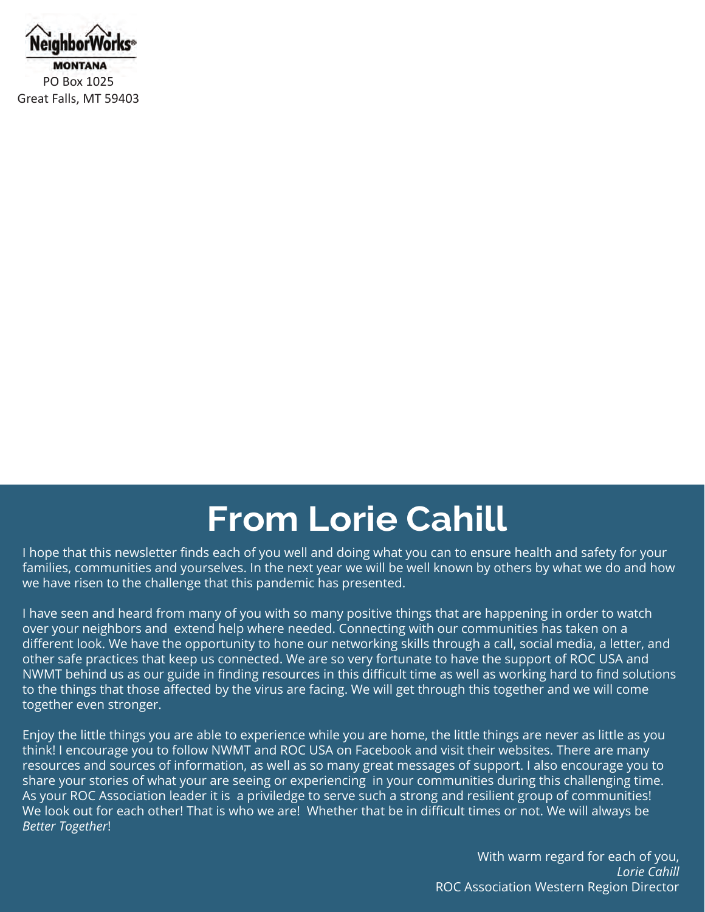NeighborWorks®
MONTANA
PO Box 1025
Great Falls, MT 59403

# From Lorie Cahill

I hope that this newsletter finds each of you well and doing what you can to ensure health and safety for your families, communities and yourselves. In the next year we will be well known by others by what we do and how we have risen to the challenge that this pandemic has presented.

I have seen and heard from many of you with so many positive things that are happening in order to watch over your neighbors and extend help where needed. Connecting with our communities has taken on a different look. We have the opportunity to hone our networking skills through a call, social media, a letter, and other safe practices that keep us connected. We are so very fortunate to have the support of ROC USA and NWMT behind us as our guide in finding resources in this difficult time as well as working hard to find solutions to the things that those affected by the virus are facing. We will get through this together and we will come together even stronger.

Enjoy the little things you are able to experience while you are home, the little things are never as little as you think! I encourage you to follow NWMT and ROC USA on Facebook and visit their websites. There are many resources and sources of information, as well as so many great messages of support. I also encourage you to share your stories of what your are seeing or experiencing in your communities during this challenging time. As your ROC Association leader it is a priviledge to serve such a strong and resilient group of communities! We look out for each other! That is who we are! Whether that be in difficult times or not. We will always be *Better Together*!

With warm regard for each of you,
*Lorie Cahill*
ROC Association Western Region Director